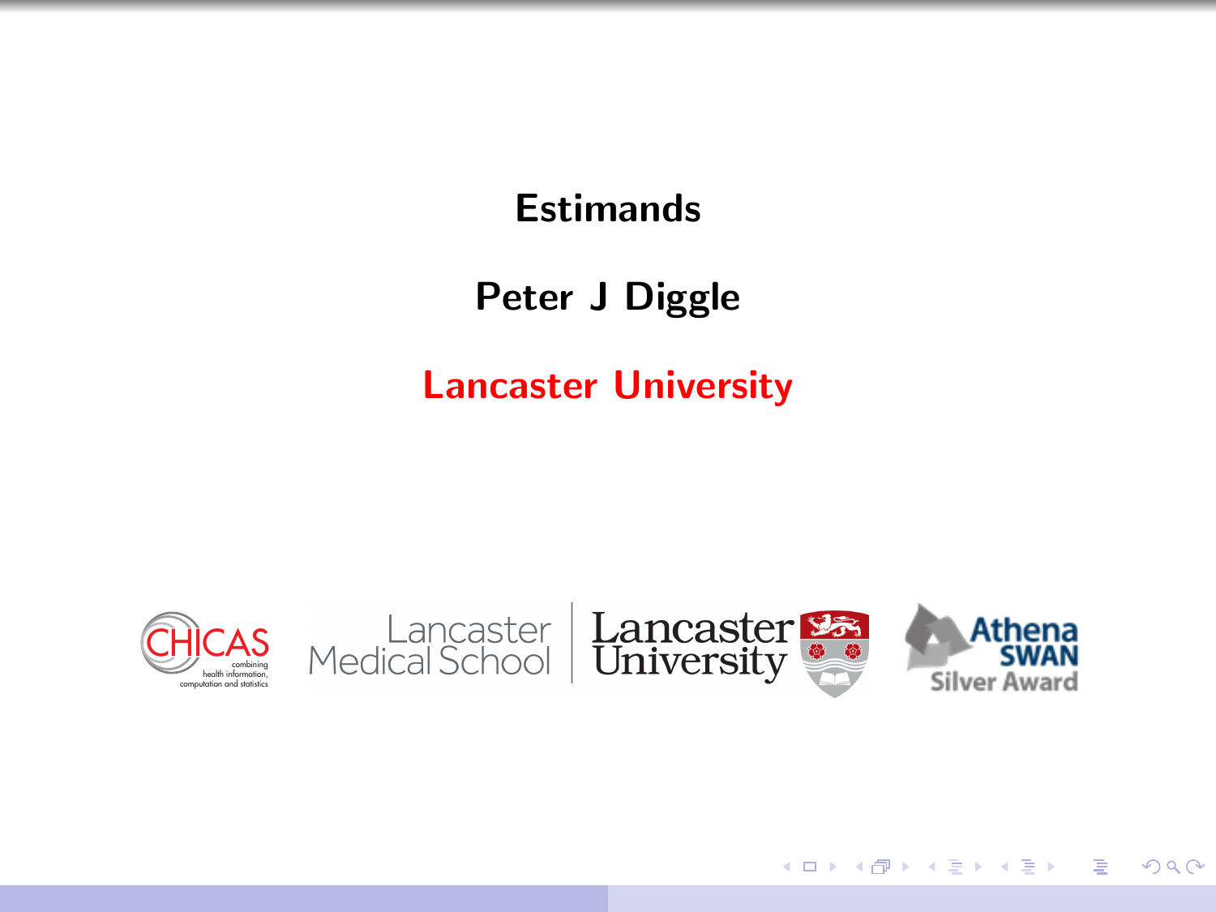# Estimands

**Peter J Diggle**

**Lancaster University**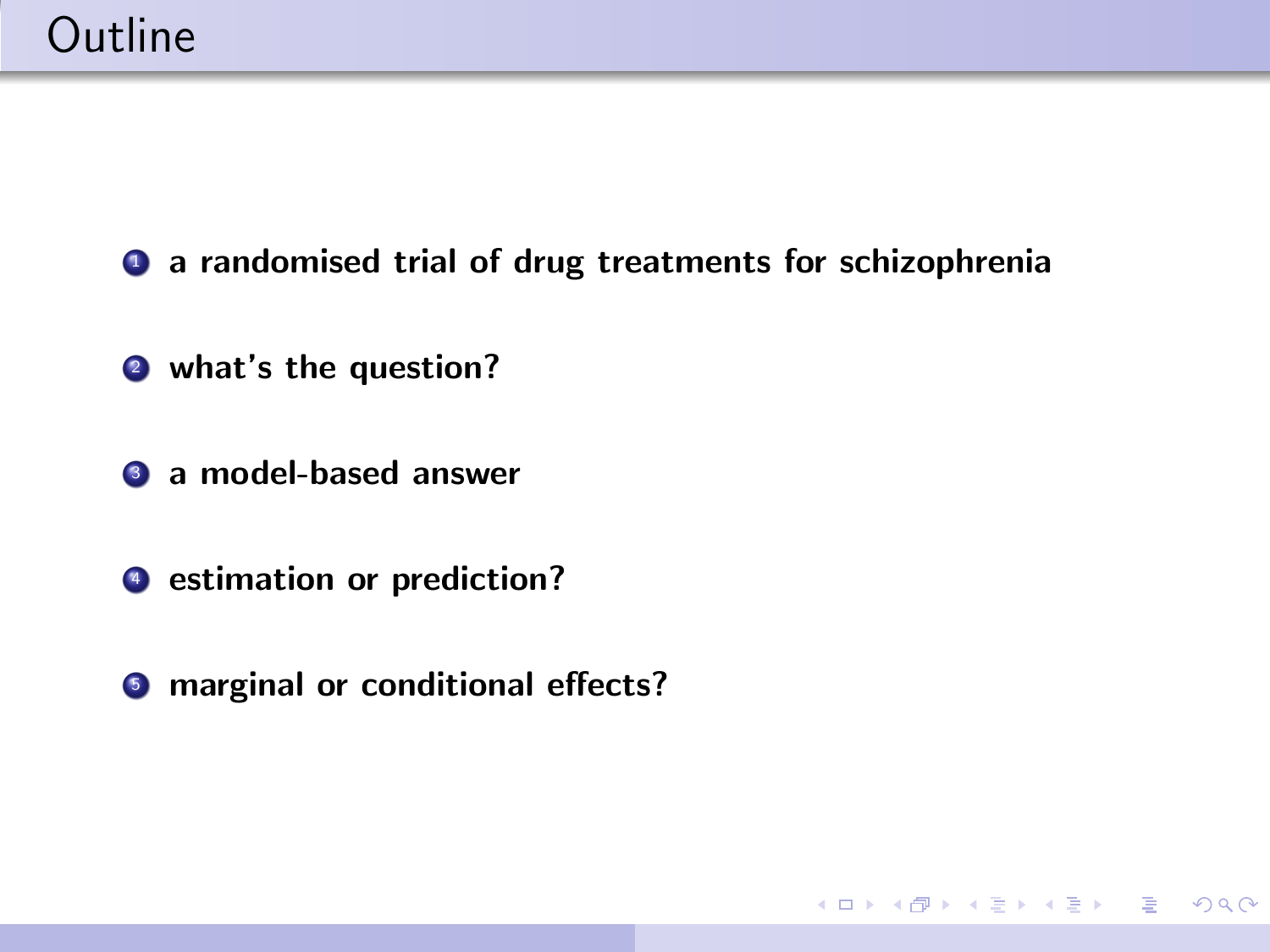# Outline

1. **a randomised trial of drug treatments for schizophrenia**
2. **what's the question?**
3. **a model-based answer**
4. **estimation or prediction?**
5. **marginal or conditional effects?**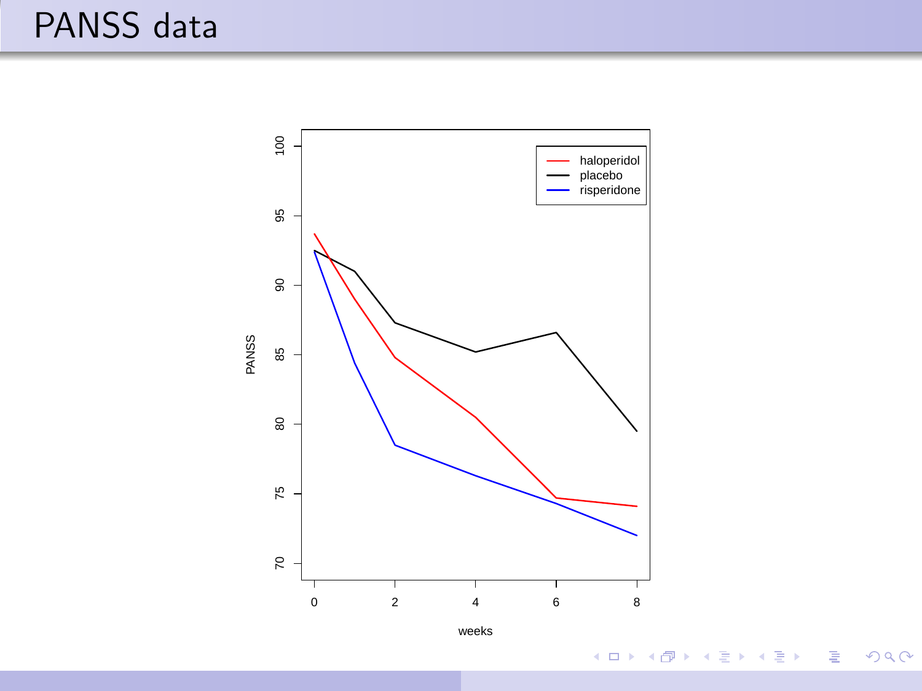# PANSS data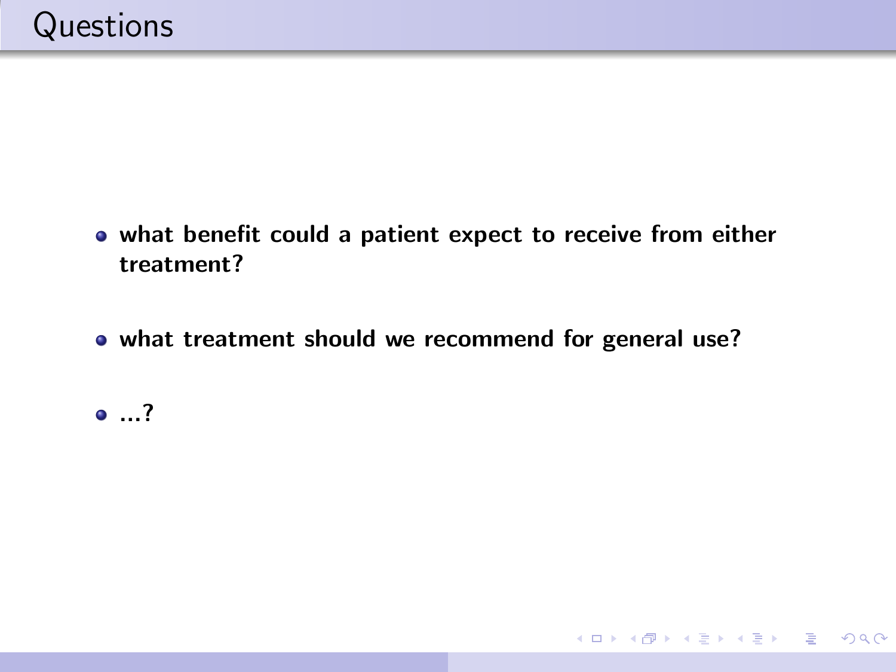# Questions

- **what benefit could a patient expect to receive from either treatment?**

- **what treatment should we recommend for general use?**

- **...?**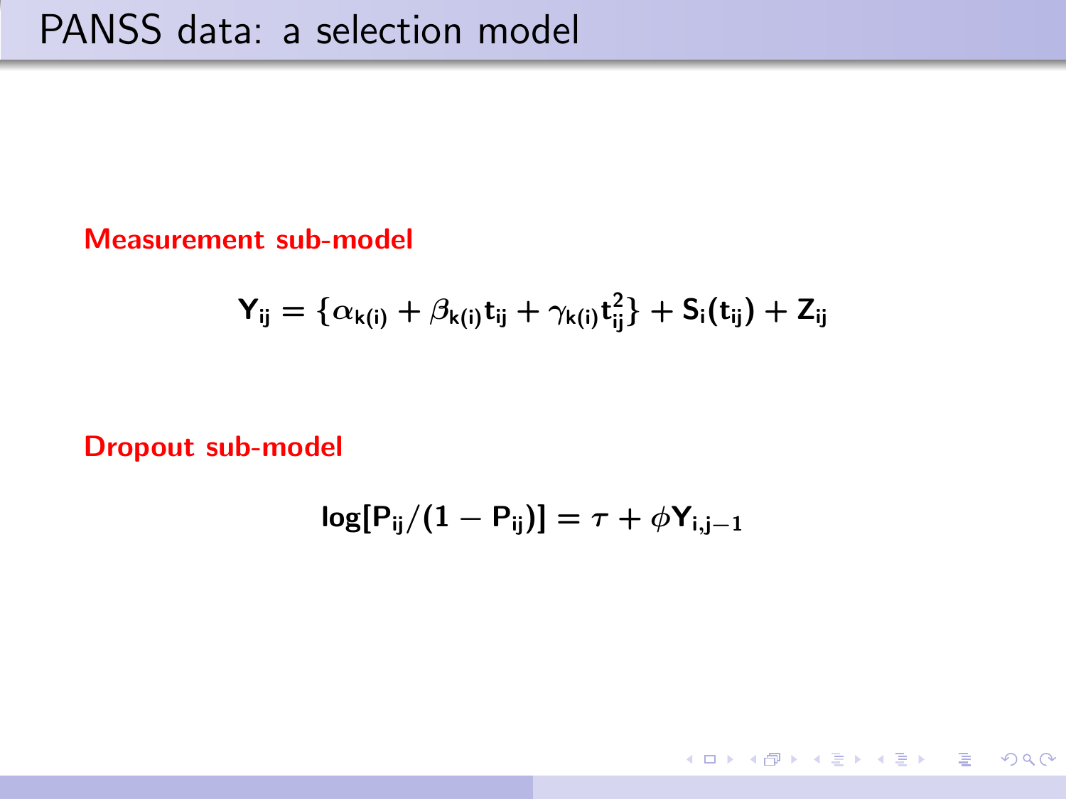# PANSS data: a selection model

**Measurement sub-model**

$$Y_{ij} = \{\alpha_{k(i)} + \beta_{k(i)} t_{ij} + \gamma_{k(i)} t_{ij}^2\} + S_i(t_{ij}) + Z_{ij}$$

**Dropout sub-model**

$$\log[P_{ij}/(1 - P_{ij})] = \tau + \phi Y_{i,j-1}$$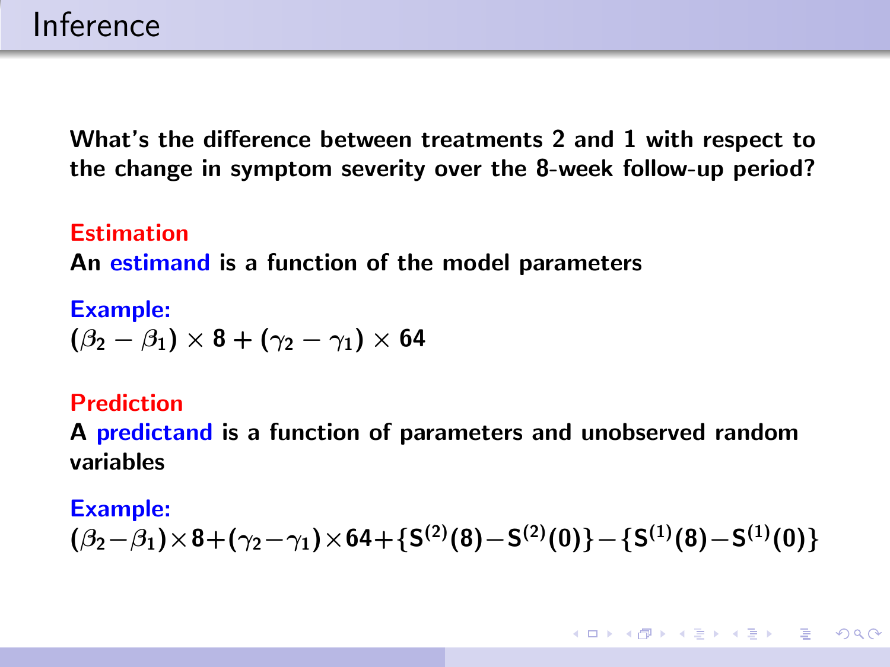# Inference

**What's the difference between treatments 2 and 1 with respect to the change in symptom severity over the 8-week follow-up period?**

**Estimation**

**An estimand is a function of the model parameters**

**Example:**

$$(\beta_2 - \beta_1) \times 8 + (\gamma_2 - \gamma_1) \times 64$$

**Prediction**

**A predictand is a function of parameters and unobserved random variables**

**Example:**

$$(\beta_2 - \beta_1) \times 8 + (\gamma_2 - \gamma_1) \times 64 + \{S^{(2)}(8) - S^{(2)}(0)\} - \{S^{(1)}(8) - S^{(1)}(0)\}$$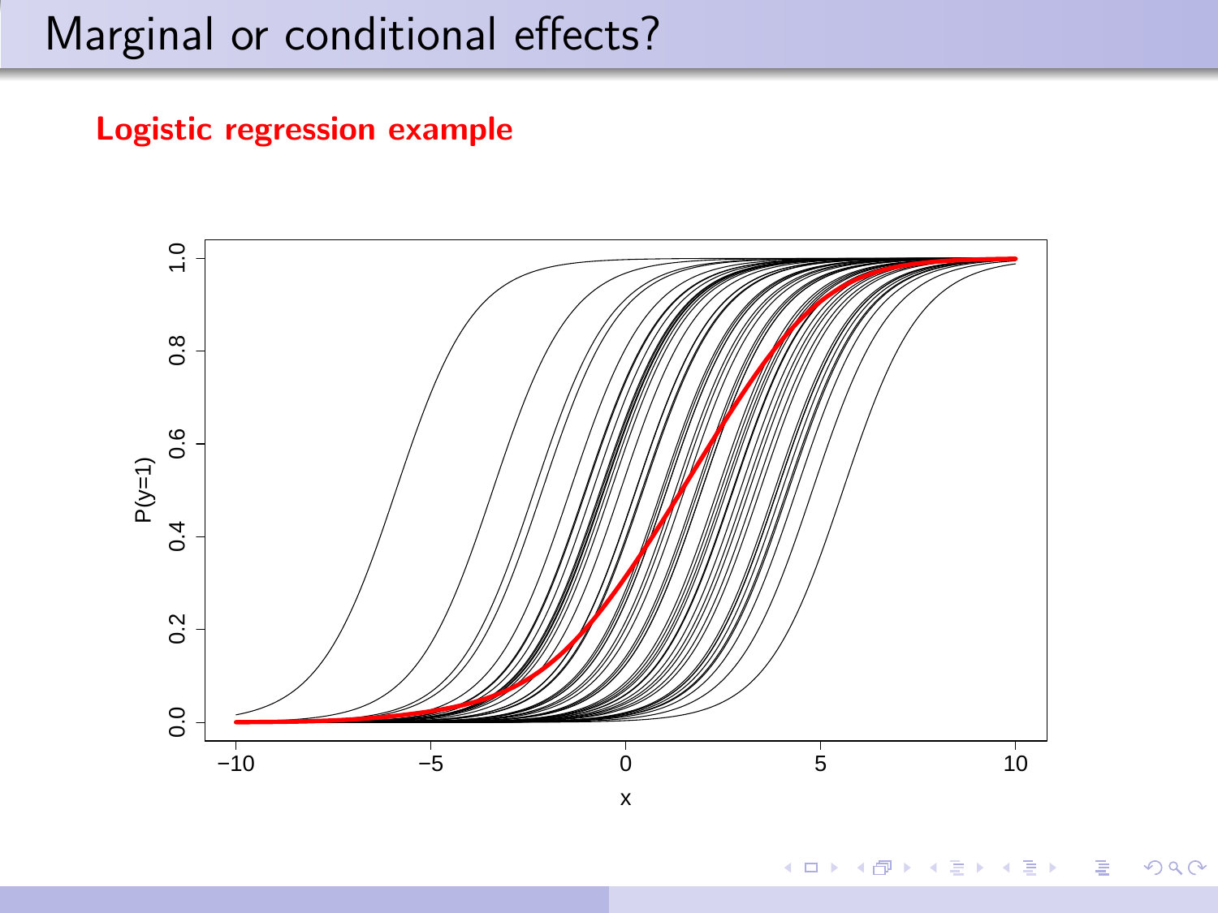# Marginal or conditional effects?

**Logistic regression example**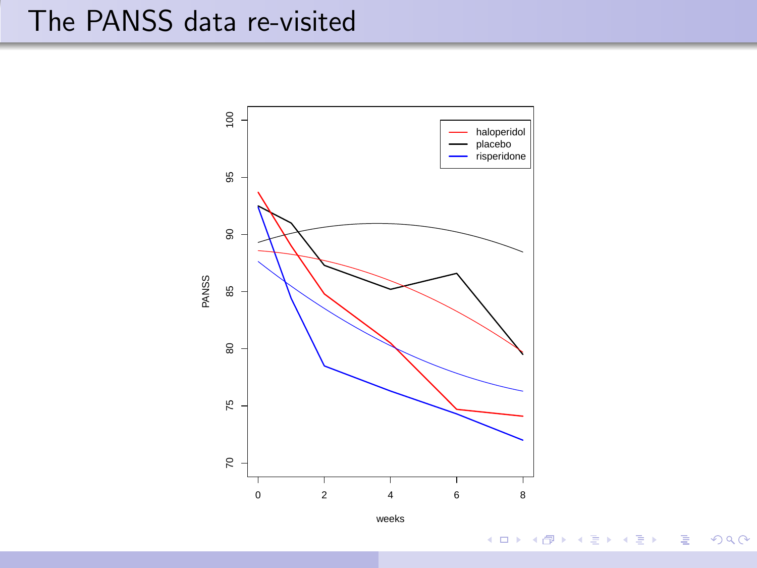# The PANSS data re-visited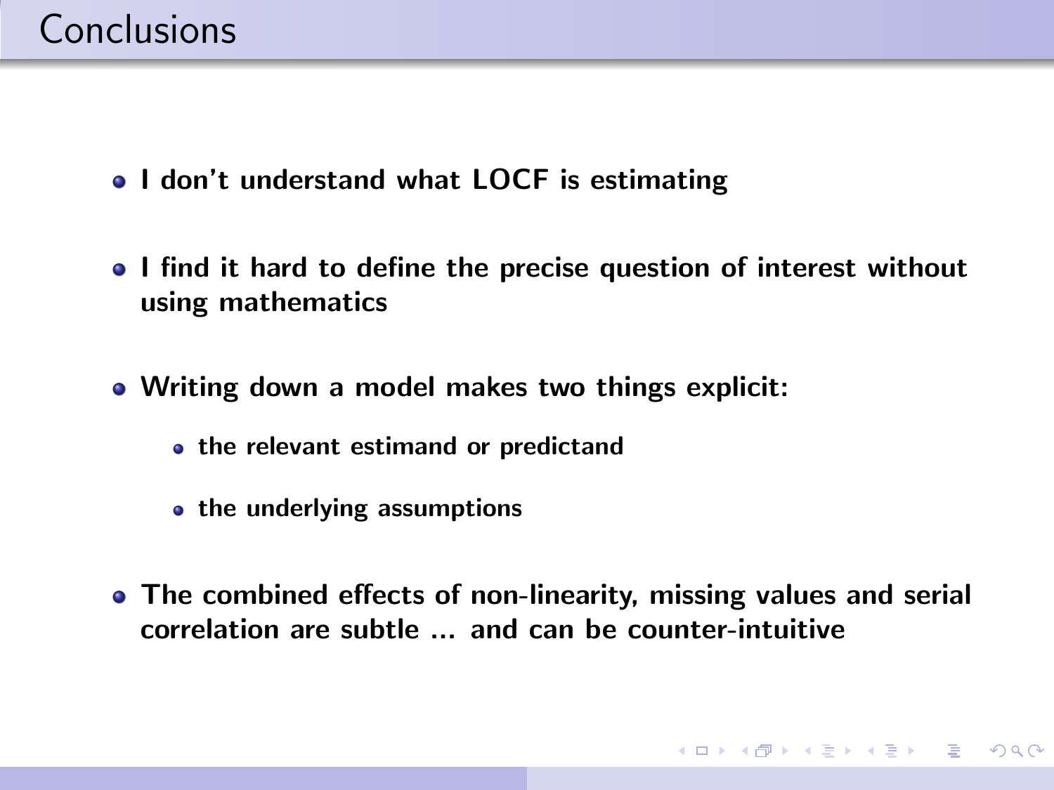# Conclusions

- **I don't understand what LOCF is estimating**

- **I find it hard to define the precise question of interest without using mathematics**

- **Writing down a model makes two things explicit:**
  - **the relevant estimand or predictand**
  - **the underlying assumptions**

- **The combined effects of non-linearity, missing values and serial correlation are subtle ... and can be counter-intuitive**